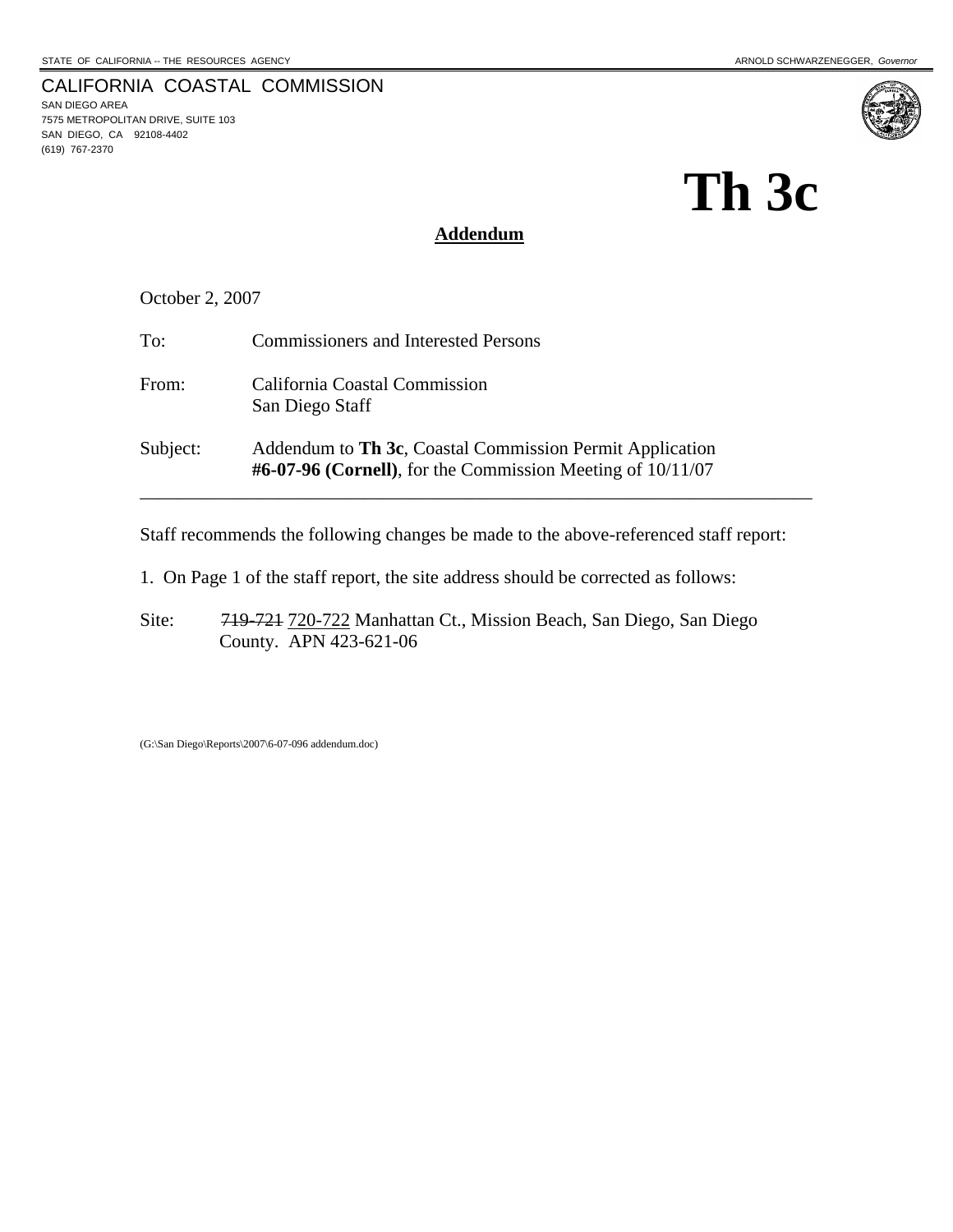STATE OF CALIFORNIA -- THE RESOURCES AGENCY ARNOLD SCHWARZENEGGER, *Governor*

CALIFORNIA COASTAL COMMISSION
SAN DIEGO AREA
7575 METROPOLITAN DRIVE, SUITE 103
SAN DIEGO, CA 92108-4402
(619) 767-2370

# Th 3c

**Addendum**

October 2, 2007

To: Commissioners and Interested Persons

From: California Coastal Commission
San Diego Staff

Subject: Addendum to **Th 3c**, Coastal Commission Permit Application **#6-07-96 (Cornell)**, for the Commission Meeting of 10/11/07

---

Staff recommends the following changes be made to the above-referenced staff report:

1. On Page 1 of the staff report, the site address should be corrected as follows:

Site: ~~719-721~~ <u>720-722</u> Manhattan Ct., Mission Beach, San Diego, San Diego County. APN 423-621-06

(G:\San Diego\Reports\2007\6-07-096 addendum.doc)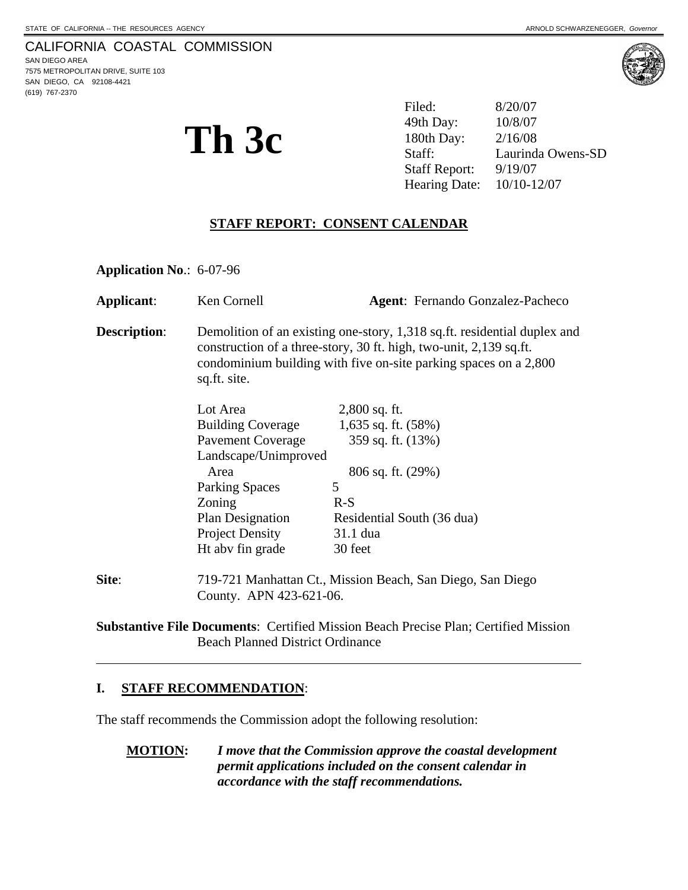STATE OF CALIFORNIA -- THE RESOURCES AGENCY ARNOLD SCHWARZENEGGER, *Governor*

# CALIFORNIA COASTAL COMMISSION

SAN DIEGO AREA
7575 METROPOLITAN DRIVE, SUITE 103
SAN DIEGO, CA 92108-4421
(619) 767-2370

# Th 3c

| | |
|---|---|
| Filed: | 8/20/07 |
| 49th Day: | 10/8/07 |
| 180th Day: | 2/16/08 |
| Staff: | Laurinda Owens-SD |
| Staff Report: | 9/19/07 |
| Hearing Date: | 10/10-12/07 |

## STAFF REPORT: CONSENT CALENDAR

**Application No**.: 6-07-96

**Applicant**: Ken Cornell **Agent**: Fernando Gonzalez-Pacheco

**Description**: Demolition of an existing one-story, 1,318 sq.ft. residential duplex and construction of a three-story, 30 ft. high, two-unit, 2,139 sq.ft. condominium building with five on-site parking spaces on a 2,800 sq.ft. site.

| | |
|---|---|
| Lot Area | 2,800 sq. ft. |
| Building Coverage | 1,635 sq. ft. (58%) |
| Pavement Coverage | 359 sq. ft. (13%) |
| Landscape/Unimproved Area | 806 sq. ft. (29%) |
| Parking Spaces | 5 |
| Zoning | R-S |
| Plan Designation | Residential South (36 dua) |
| Project Density | 31.1 dua |
| Ht abv fin grade | 30 feet |

**Site**: 719-721 Manhattan Ct., Mission Beach, San Diego, San Diego County. APN 423-621-06.

**Substantive File Documents**: Certified Mission Beach Precise Plan; Certified Mission Beach Planned District Ordinance

---

## I. STAFF RECOMMENDATION:

The staff recommends the Commission adopt the following resolution:

**MOTION:** ***I move that the Commission approve the coastal development permit applications included on the consent calendar in accordance with the staff recommendations.***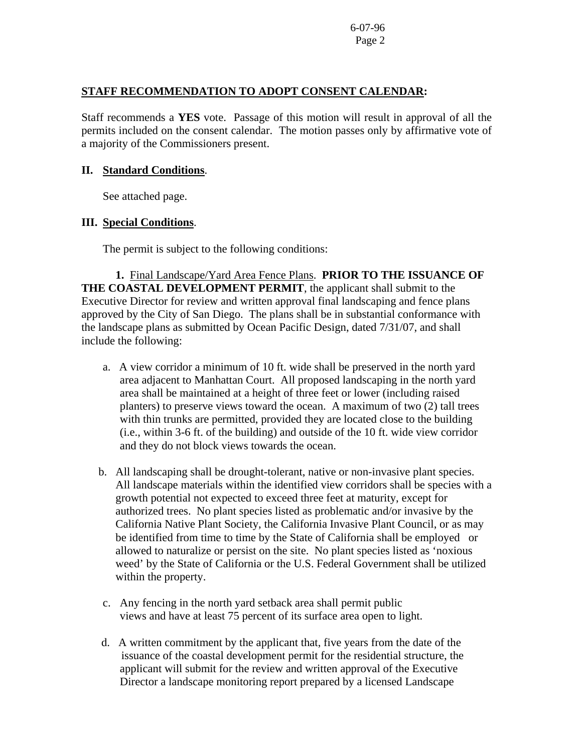**STAFF RECOMMENDATION TO ADOPT CONSENT CALENDAR:**

Staff recommends a **YES** vote. Passage of this motion will result in approval of all the permits included on the consent calendar. The motion passes only by affirmative vote of a majority of the Commissioners present.

**II. Standard Conditions.**

See attached page.

**III. Special Conditions.**

The permit is subject to the following conditions:

**1.** Final Landscape/Yard Area Fence Plans. **PRIOR TO THE ISSUANCE OF THE COASTAL DEVELOPMENT PERMIT**, the applicant shall submit to the Executive Director for review and written approval final landscaping and fence plans approved by the City of San Diego. The plans shall be in substantial conformance with the landscape plans as submitted by Ocean Pacific Design, dated 7/31/07, and shall include the following:

a. A view corridor a minimum of 10 ft. wide shall be preserved in the north yard area adjacent to Manhattan Court. All proposed landscaping in the north yard area shall be maintained at a height of three feet or lower (including raised planters) to preserve views toward the ocean. A maximum of two (2) tall trees with thin trunks are permitted, provided they are located close to the building (i.e., within 3-6 ft. of the building) and outside of the 10 ft. wide view corridor and they do not block views towards the ocean.

b. All landscaping shall be drought-tolerant, native or non-invasive plant species. All landscape materials within the identified view corridors shall be species with a growth potential not expected to exceed three feet at maturity, except for authorized trees. No plant species listed as problematic and/or invasive by the California Native Plant Society, the California Invasive Plant Council, or as may be identified from time to time by the State of California shall be employed or allowed to naturalize or persist on the site. No plant species listed as 'noxious weed' by the State of California or the U.S. Federal Government shall be utilized within the property.

c. Any fencing in the north yard setback area shall permit public views and have at least 75 percent of its surface area open to light.

d. A written commitment by the applicant that, five years from the date of the issuance of the coastal development permit for the residential structure, the applicant will submit for the review and written approval of the Executive Director a landscape monitoring report prepared by a licensed Landscape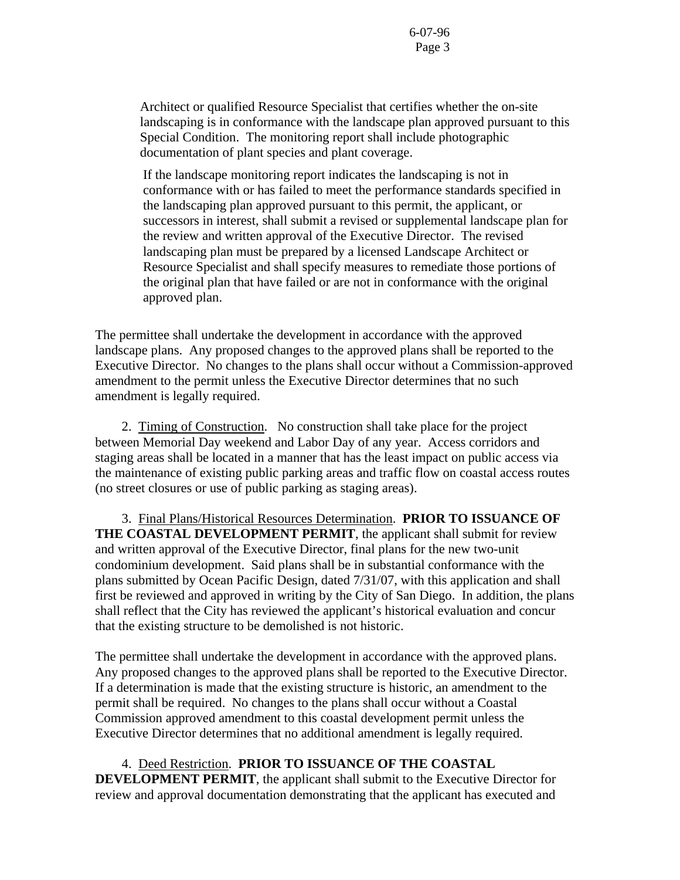Architect or qualified Resource Specialist that certifies whether the on-site landscaping is in conformance with the landscape plan approved pursuant to this Special Condition. The monitoring report shall include photographic documentation of plant species and plant coverage.

If the landscape monitoring report indicates the landscaping is not in conformance with or has failed to meet the performance standards specified in the landscaping plan approved pursuant to this permit, the applicant, or successors in interest, shall submit a revised or supplemental landscape plan for the review and written approval of the Executive Director. The revised landscaping plan must be prepared by a licensed Landscape Architect or Resource Specialist and shall specify measures to remediate those portions of the original plan that have failed or are not in conformance with the original approved plan.

The permittee shall undertake the development in accordance with the approved landscape plans. Any proposed changes to the approved plans shall be reported to the Executive Director. No changes to the plans shall occur without a Commission-approved amendment to the permit unless the Executive Director determines that no such amendment is legally required.

2. Timing of Construction. No construction shall take place for the project between Memorial Day weekend and Labor Day of any year. Access corridors and staging areas shall be located in a manner that has the least impact on public access via the maintenance of existing public parking areas and traffic flow on coastal access routes (no street closures or use of public parking as staging areas).

3. Final Plans/Historical Resources Determination. **PRIOR TO ISSUANCE OF THE COASTAL DEVELOPMENT PERMIT**, the applicant shall submit for review and written approval of the Executive Director, final plans for the new two-unit condominium development. Said plans shall be in substantial conformance with the plans submitted by Ocean Pacific Design, dated 7/31/07, with this application and shall first be reviewed and approved in writing by the City of San Diego. In addition, the plans shall reflect that the City has reviewed the applicant's historical evaluation and concur that the existing structure to be demolished is not historic.

The permittee shall undertake the development in accordance with the approved plans. Any proposed changes to the approved plans shall be reported to the Executive Director. If a determination is made that the existing structure is historic, an amendment to the permit shall be required. No changes to the plans shall occur without a Coastal Commission approved amendment to this coastal development permit unless the Executive Director determines that no additional amendment is legally required.

4. Deed Restriction. **PRIOR TO ISSUANCE OF THE COASTAL DEVELOPMENT PERMIT**, the applicant shall submit to the Executive Director for review and approval documentation demonstrating that the applicant has executed and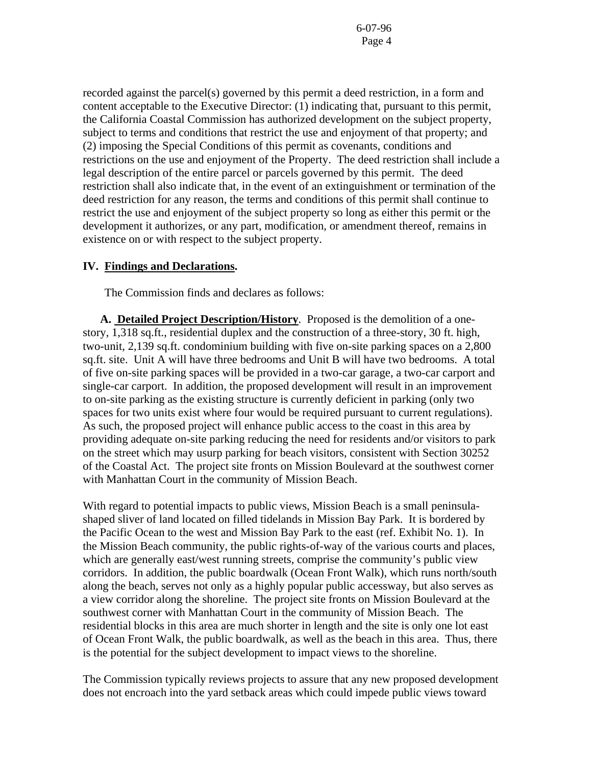recorded against the parcel(s) governed by this permit a deed restriction, in a form and content acceptable to the Executive Director: (1) indicating that, pursuant to this permit, the California Coastal Commission has authorized development on the subject property, subject to terms and conditions that restrict the use and enjoyment of that property; and (2) imposing the Special Conditions of this permit as covenants, conditions and restrictions on the use and enjoyment of the Property. The deed restriction shall include a legal description of the entire parcel or parcels governed by this permit. The deed restriction shall also indicate that, in the event of an extinguishment or termination of the deed restriction for any reason, the terms and conditions of this permit shall continue to restrict the use and enjoyment of the subject property so long as either this permit or the development it authorizes, or any part, modification, or amendment thereof, remains in existence on or with respect to the subject property.

## IV. Findings and Declarations.

The Commission finds and declares as follows:

**A. Detailed Project Description/History**. Proposed is the demolition of a one-story, 1,318 sq.ft., residential duplex and the construction of a three-story, 30 ft. high, two-unit, 2,139 sq.ft. condominium building with five on-site parking spaces on a 2,800 sq.ft. site. Unit A will have three bedrooms and Unit B will have two bedrooms. A total of five on-site parking spaces will be provided in a two-car garage, a two-car carport and single-car carport. In addition, the proposed development will result in an improvement to on-site parking as the existing structure is currently deficient in parking (only two spaces for two units exist where four would be required pursuant to current regulations). As such, the proposed project will enhance public access to the coast in this area by providing adequate on-site parking reducing the need for residents and/or visitors to park on the street which may usurp parking for beach visitors, consistent with Section 30252 of the Coastal Act. The project site fronts on Mission Boulevard at the southwest corner with Manhattan Court in the community of Mission Beach.

With regard to potential impacts to public views, Mission Beach is a small peninsula-shaped sliver of land located on filled tidelands in Mission Bay Park. It is bordered by the Pacific Ocean to the west and Mission Bay Park to the east (ref. Exhibit No. 1). In the Mission Beach community, the public rights-of-way of the various courts and places, which are generally east/west running streets, comprise the community's public view corridors. In addition, the public boardwalk (Ocean Front Walk), which runs north/south along the beach, serves not only as a highly popular public accessway, but also serves as a view corridor along the shoreline. The project site fronts on Mission Boulevard at the southwest corner with Manhattan Court in the community of Mission Beach. The residential blocks in this area are much shorter in length and the site is only one lot east of Ocean Front Walk, the public boardwalk, as well as the beach in this area. Thus, there is the potential for the subject development to impact views to the shoreline.

The Commission typically reviews projects to assure that any new proposed development does not encroach into the yard setback areas which could impede public views toward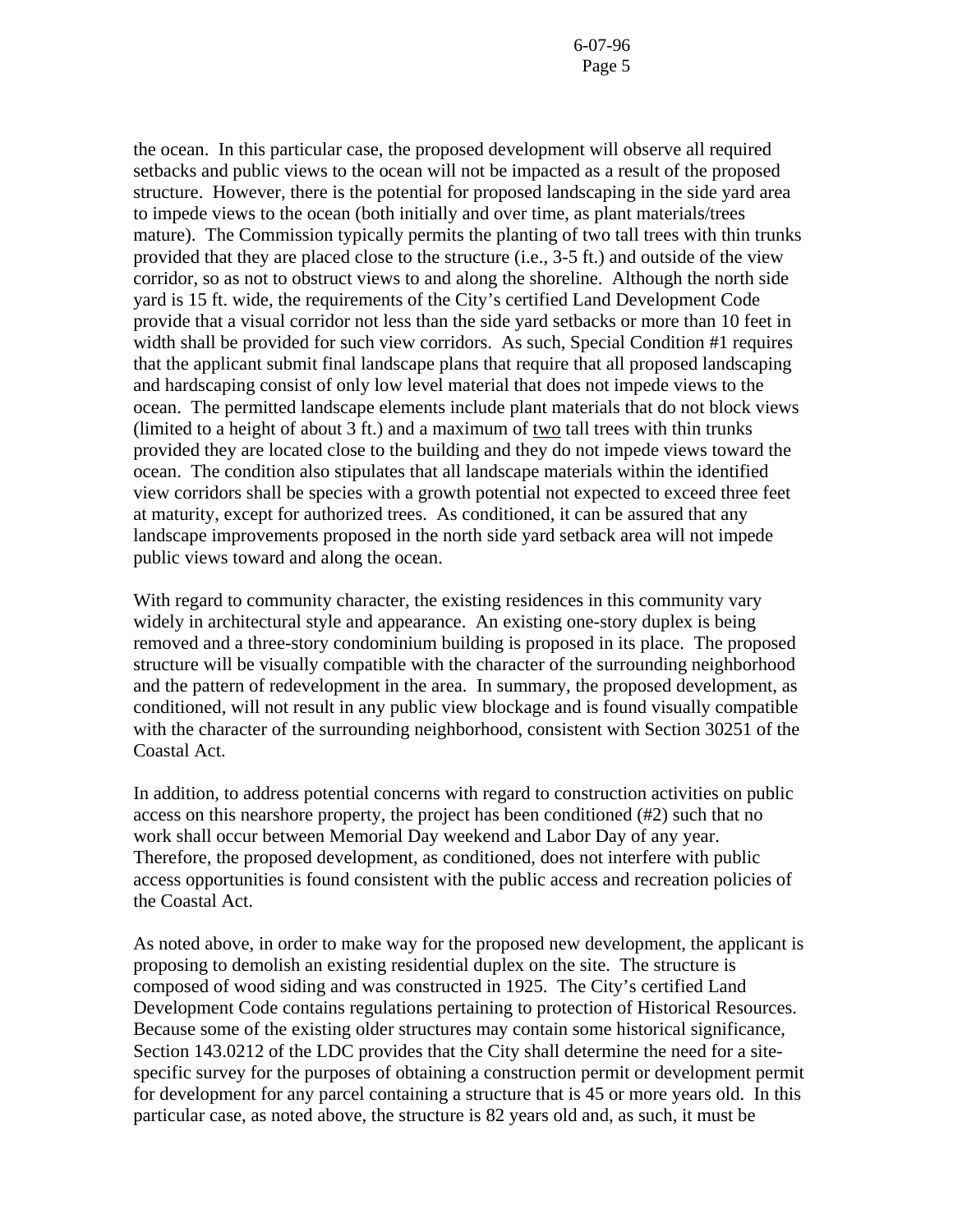the ocean. In this particular case, the proposed development will observe all required setbacks and public views to the ocean will not be impacted as a result of the proposed structure. However, there is the potential for proposed landscaping in the side yard area to impede views to the ocean (both initially and over time, as plant materials/trees mature). The Commission typically permits the planting of two tall trees with thin trunks provided that they are placed close to the structure (i.e., 3-5 ft.) and outside of the view corridor, so as not to obstruct views to and along the shoreline. Although the north side yard is 15 ft. wide, the requirements of the City's certified Land Development Code provide that a visual corridor not less than the side yard setbacks or more than 10 feet in width shall be provided for such view corridors. As such, Special Condition #1 requires that the applicant submit final landscape plans that require that all proposed landscaping and hardscaping consist of only low level material that does not impede views to the ocean. The permitted landscape elements include plant materials that do not block views (limited to a height of about 3 ft.) and a maximum of two tall trees with thin trunks provided they are located close to the building and they do not impede views toward the ocean. The condition also stipulates that all landscape materials within the identified view corridors shall be species with a growth potential not expected to exceed three feet at maturity, except for authorized trees. As conditioned, it can be assured that any landscape improvements proposed in the north side yard setback area will not impede public views toward and along the ocean.

With regard to community character, the existing residences in this community vary widely in architectural style and appearance. An existing one-story duplex is being removed and a three-story condominium building is proposed in its place. The proposed structure will be visually compatible with the character of the surrounding neighborhood and the pattern of redevelopment in the area. In summary, the proposed development, as conditioned, will not result in any public view blockage and is found visually compatible with the character of the surrounding neighborhood, consistent with Section 30251 of the Coastal Act.

In addition, to address potential concerns with regard to construction activities on public access on this nearshore property, the project has been conditioned (#2) such that no work shall occur between Memorial Day weekend and Labor Day of any year. Therefore, the proposed development, as conditioned, does not interfere with public access opportunities is found consistent with the public access and recreation policies of the Coastal Act.

As noted above, in order to make way for the proposed new development, the applicant is proposing to demolish an existing residential duplex on the site. The structure is composed of wood siding and was constructed in 1925. The City's certified Land Development Code contains regulations pertaining to protection of Historical Resources. Because some of the existing older structures may contain some historical significance, Section 143.0212 of the LDC provides that the City shall determine the need for a site-specific survey for the purposes of obtaining a construction permit or development permit for development for any parcel containing a structure that is 45 or more years old. In this particular case, as noted above, the structure is 82 years old and, as such, it must be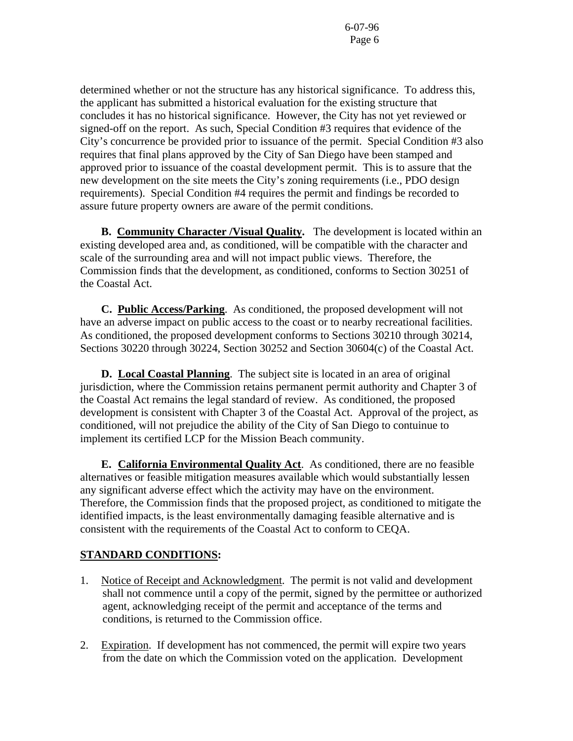determined whether or not the structure has any historical significance. To address this, the applicant has submitted a historical evaluation for the existing structure that concludes it has no historical significance. However, the City has not yet reviewed or signed-off on the report. As such, Special Condition #3 requires that evidence of the City's concurrence be provided prior to issuance of the permit. Special Condition #3 also requires that final plans approved by the City of San Diego have been stamped and approved prior to issuance of the coastal development permit. This is to assure that the new development on the site meets the City's zoning requirements (i.e., PDO design requirements). Special Condition #4 requires the permit and findings be recorded to assure future property owners are aware of the permit conditions.

**B. <u>Community Character /Visual Quality</u>.** The development is located within an existing developed area and, as conditioned, will be compatible with the character and scale of the surrounding area and will not impact public views. Therefore, the Commission finds that the development, as conditioned, conforms to Section 30251 of the Coastal Act.

**C. <u>Public Access/Parking</u>**. As conditioned, the proposed development will not have an adverse impact on public access to the coast or to nearby recreational facilities. As conditioned, the proposed development conforms to Sections 30210 through 30214, Sections 30220 through 30224, Section 30252 and Section 30604(c) of the Coastal Act.

**D. <u>Local Coastal Planning</u>**. The subject site is located in an area of original jurisdiction, where the Commission retains permanent permit authority and Chapter 3 of the Coastal Act remains the legal standard of review. As conditioned, the proposed development is consistent with Chapter 3 of the Coastal Act. Approval of the project, as conditioned, will not prejudice the ability of the City of San Diego to contuinue to implement its certified LCP for the Mission Beach community.

**E. <u>California Environmental Quality Act</u>**. As conditioned, there are no feasible alternatives or feasible mitigation measures available which would substantially lessen any significant adverse effect which the activity may have on the environment. Therefore, the Commission finds that the proposed project, as conditioned to mitigate the identified impacts, is the least environmentally damaging feasible alternative and is consistent with the requirements of the Coastal Act to conform to CEQA.

**<u>STANDARD CONDITIONS</u>:**

1. <u>Notice of Receipt and Acknowledgment</u>. The permit is not valid and development shall not commence until a copy of the permit, signed by the permittee or authorized agent, acknowledging receipt of the permit and acceptance of the terms and conditions, is returned to the Commission office.

2. <u>Expiration</u>. If development has not commenced, the permit will expire two years from the date on which the Commission voted on the application. Development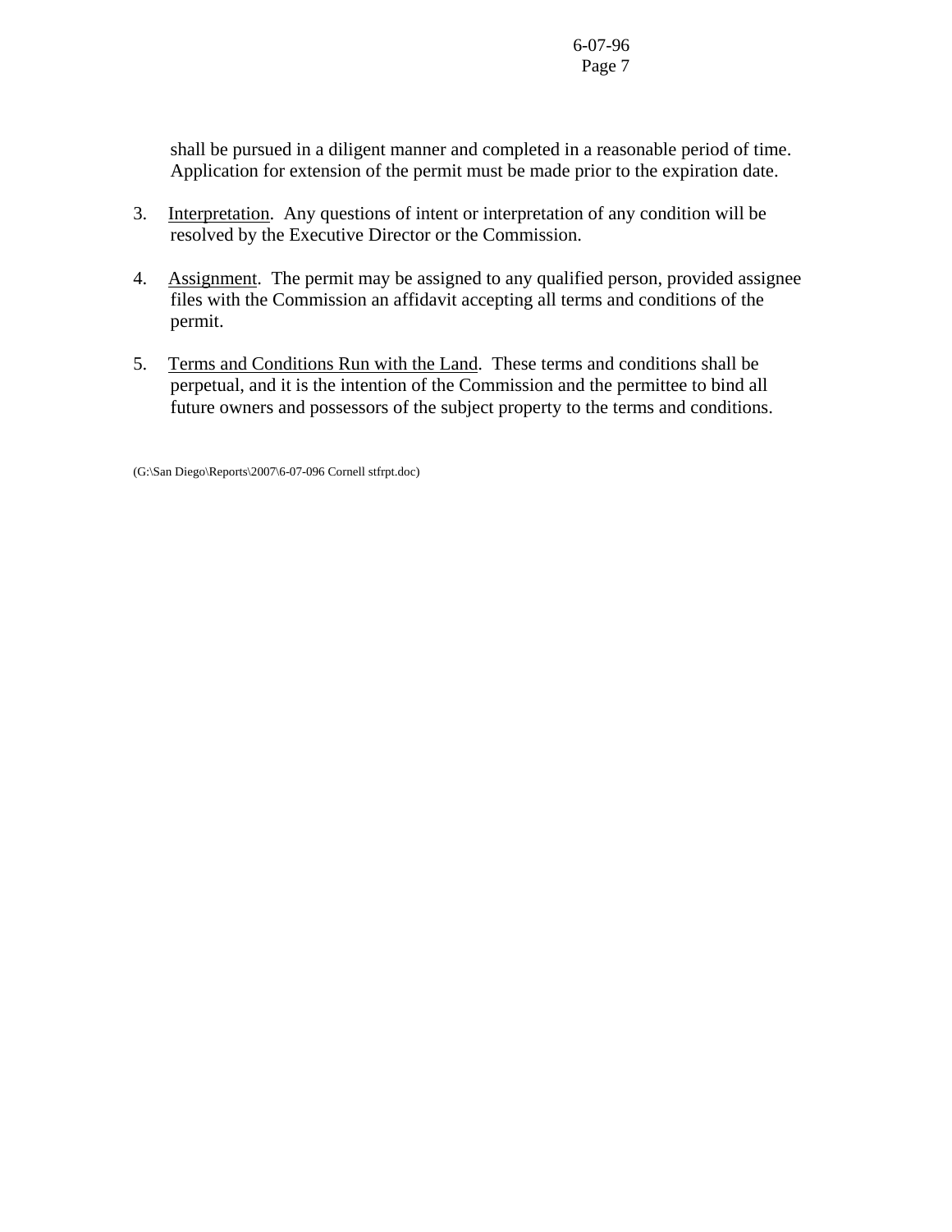shall be pursued in a diligent manner and completed in a reasonable period of time. Application for extension of the permit must be made prior to the expiration date.

3. Interpretation. Any questions of intent or interpretation of any condition will be resolved by the Executive Director or the Commission.

4. Assignment. The permit may be assigned to any qualified person, provided assignee files with the Commission an affidavit accepting all terms and conditions of the permit.

5. Terms and Conditions Run with the Land. These terms and conditions shall be perpetual, and it is the intention of the Commission and the permittee to bind all future owners and possessors of the subject property to the terms and conditions.

(G:\San Diego\Reports\2007\6-07-096 Cornell stfrpt.doc)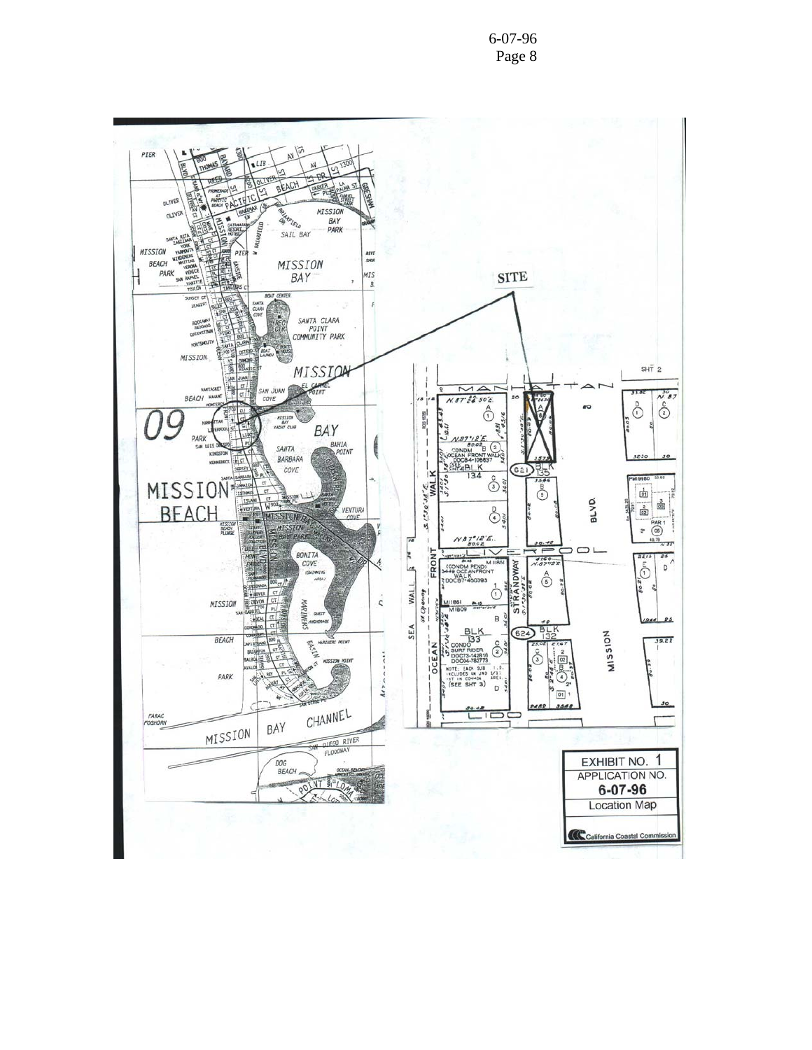SITE

EXHIBIT NO. 1
APPLICATION NO.
6-07-96
Location Map

California Coastal Commission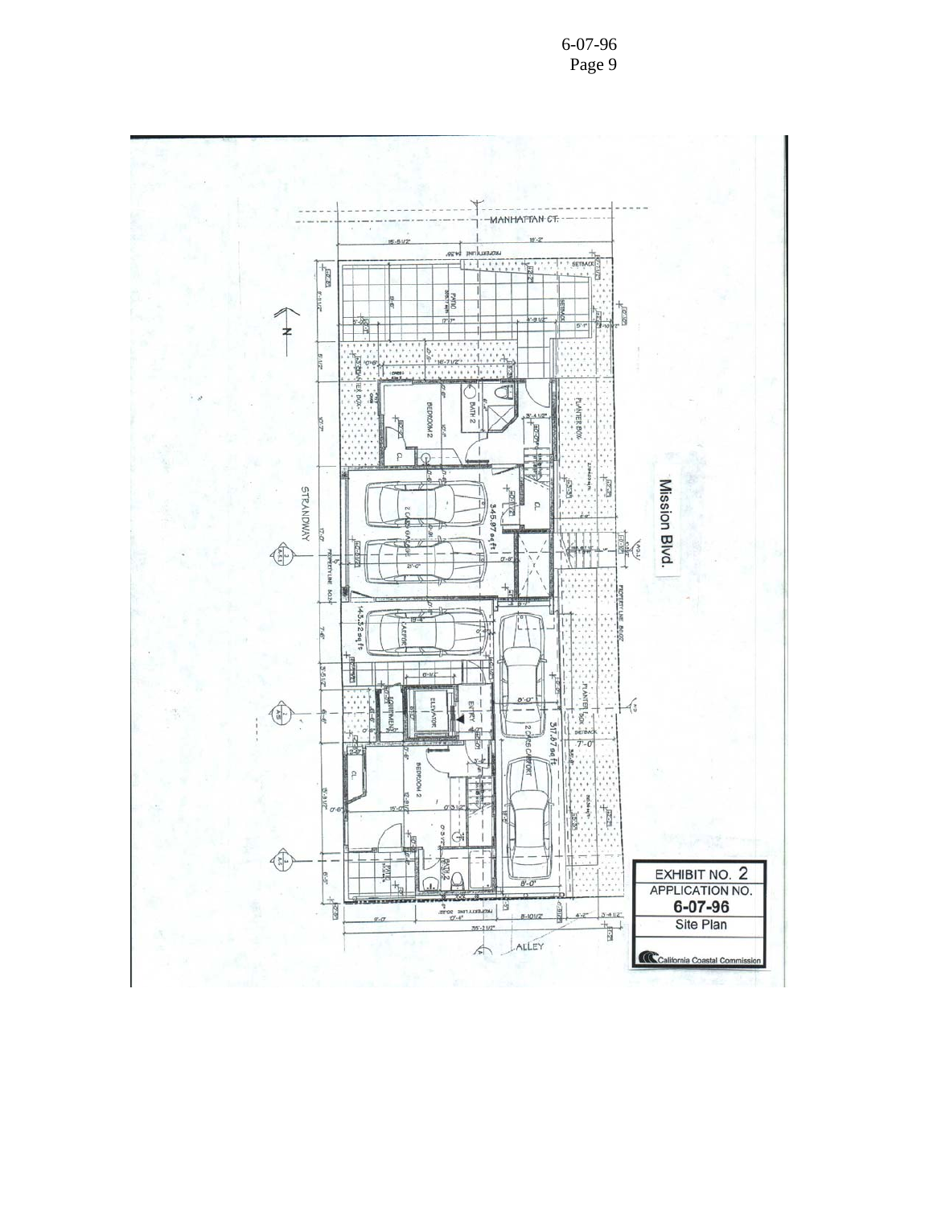MANHATTAN CT.

Mission Blvd.

STRANDWAY

ALLEY

PATIO

BEDROOM 2

BATH 2

PLANTER BOX

2 CARS GARAGE

345.87 sq ft

CARPORT

145.32 sq ft

ELEVATOR

ENTRY

2 CARS CARPORT

317.87 sq ft

SETBACK

EXHIBIT NO. 2

APPLICATION NO.

6-07-96

Site Plan

California Coastal Commission